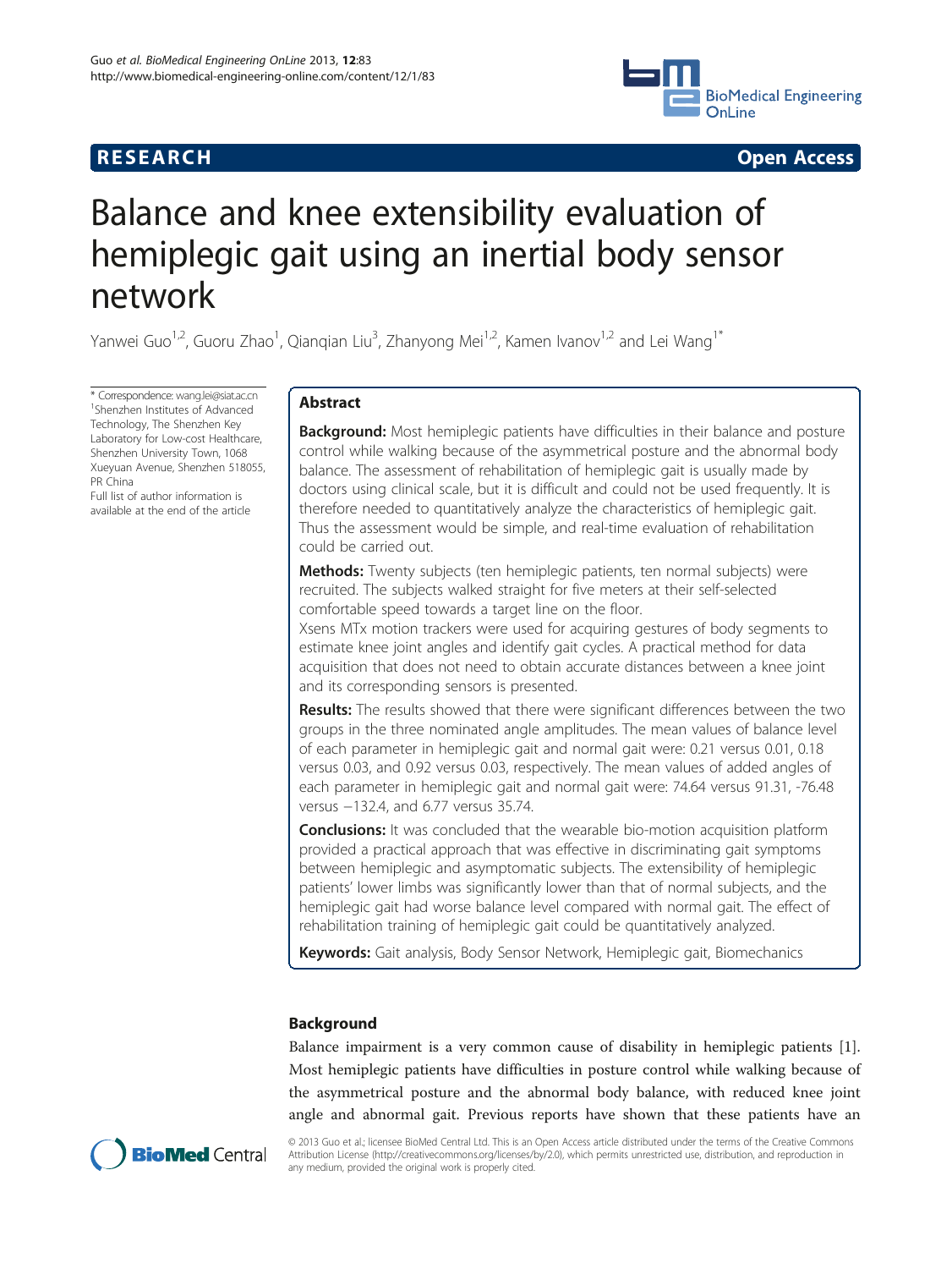RESEARCH Open Access

# Balance and knee extensibility evaluation of hemiplegic gait using an inertial body sensor network

Yanwei Guo[1,2], Guoru Zhao[1], Qianqian Liu[3], Zhanyong Mei[1,2], Kamen Ivanov[1,2] and Lei Wang[1*]

\* Correspondence: wang.lei@siat.ac.cn
[1]Shenzhen Institutes of Advanced Technology, The Shenzhen Key Laboratory for Low-cost Healthcare, Shenzhen University Town, 1068 Xueyuan Avenue, Shenzhen 518055, PR China
Full list of author information is available at the end of the article

## Abstract

**Background:** Most hemiplegic patients have difficulties in their balance and posture control while walking because of the asymmetrical posture and the abnormal body balance. The assessment of rehabilitation of hemiplegic gait is usually made by doctors using clinical scale, but it is difficult and could not be used frequently. It is therefore needed to quantitatively analyze the characteristics of hemiplegic gait. Thus the assessment would be simple, and real-time evaluation of rehabilitation could be carried out.

**Methods:** Twenty subjects (ten hemiplegic patients, ten normal subjects) were recruited. The subjects walked straight for five meters at their self-selected comfortable speed towards a target line on the floor.
Xsens MTx motion trackers were used for acquiring gestures of body segments to estimate knee joint angles and identify gait cycles. A practical method for data acquisition that does not need to obtain accurate distances between a knee joint and its corresponding sensors is presented.

**Results:** The results showed that there were significant differences between the two groups in the three nominated angle amplitudes. The mean values of balance level of each parameter in hemiplegic gait and normal gait were: 0.21 versus 0.01, 0.18 versus 0.03, and 0.92 versus 0.03, respectively. The mean values of added angles of each parameter in hemiplegic gait and normal gait were: 74.64 versus 91.31, -76.48 versus −132.4, and 6.77 versus 35.74.

**Conclusions:** It was concluded that the wearable bio-motion acquisition platform provided a practical approach that was effective in discriminating gait symptoms between hemiplegic and asymptomatic subjects. The extensibility of hemiplegic patients' lower limbs was significantly lower than that of normal subjects, and the hemiplegic gait had worse balance level compared with normal gait. The effect of rehabilitation training of hemiplegic gait could be quantitatively analyzed.

**Keywords:** Gait analysis, Body Sensor Network, Hemiplegic gait, Biomechanics

## Background

Balance impairment is a very common cause of disability in hemiplegic patients [1]. Most hemiplegic patients have difficulties in posture control while walking because of the asymmetrical posture and the abnormal body balance, with reduced knee joint angle and abnormal gait. Previous reports have shown that these patients have an

© 2013 Guo et al.; licensee BioMed Central Ltd. This is an Open Access article distributed under the terms of the Creative Commons Attribution License (http://creativecommons.org/licenses/by/2.0), which permits unrestricted use, distribution, and reproduction in any medium, provided the original work is properly cited.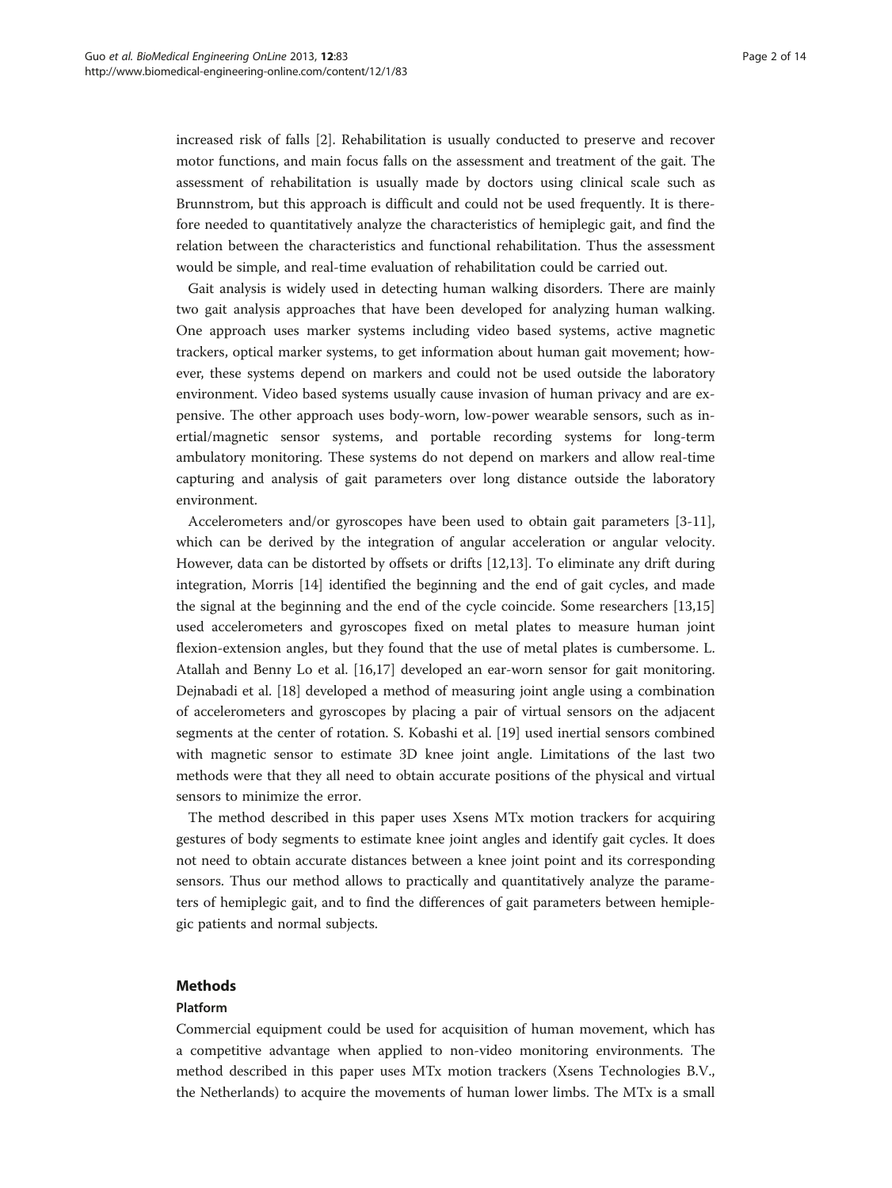increased risk of falls [2]. Rehabilitation is usually conducted to preserve and recover motor functions, and main focus falls on the assessment and treatment of the gait. The assessment of rehabilitation is usually made by doctors using clinical scale such as Brunnstrom, but this approach is difficult and could not be used frequently. It is therefore needed to quantitatively analyze the characteristics of hemiplegic gait, and find the relation between the characteristics and functional rehabilitation. Thus the assessment would be simple, and real-time evaluation of rehabilitation could be carried out.

Gait analysis is widely used in detecting human walking disorders. There are mainly two gait analysis approaches that have been developed for analyzing human walking. One approach uses marker systems including video based systems, active magnetic trackers, optical marker systems, to get information about human gait movement; however, these systems depend on markers and could not be used outside the laboratory environment. Video based systems usually cause invasion of human privacy and are expensive. The other approach uses body-worn, low-power wearable sensors, such as inertial/magnetic sensor systems, and portable recording systems for long-term ambulatory monitoring. These systems do not depend on markers and allow real-time capturing and analysis of gait parameters over long distance outside the laboratory environment.

Accelerometers and/or gyroscopes have been used to obtain gait parameters [3-11], which can be derived by the integration of angular acceleration or angular velocity. However, data can be distorted by offsets or drifts [12,13]. To eliminate any drift during integration, Morris [14] identified the beginning and the end of gait cycles, and made the signal at the beginning and the end of the cycle coincide. Some researchers [13,15] used accelerometers and gyroscopes fixed on metal plates to measure human joint flexion-extension angles, but they found that the use of metal plates is cumbersome. L. Atallah and Benny Lo et al. [16,17] developed an ear-worn sensor for gait monitoring. Dejnabadi et al. [18] developed a method of measuring joint angle using a combination of accelerometers and gyroscopes by placing a pair of virtual sensors on the adjacent segments at the center of rotation. S. Kobashi et al. [19] used inertial sensors combined with magnetic sensor to estimate 3D knee joint angle. Limitations of the last two methods were that they all need to obtain accurate positions of the physical and virtual sensors to minimize the error.

The method described in this paper uses Xsens MTx motion trackers for acquiring gestures of body segments to estimate knee joint angles and identify gait cycles. It does not need to obtain accurate distances between a knee joint point and its corresponding sensors. Thus our method allows to practically and quantitatively analyze the parameters of hemiplegic gait, and to find the differences of gait parameters between hemiplegic patients and normal subjects.

## Methods

### Platform

Commercial equipment could be used for acquisition of human movement, which has a competitive advantage when applied to non-video monitoring environments. The method described in this paper uses MTx motion trackers (Xsens Technologies B.V., the Netherlands) to acquire the movements of human lower limbs. The MTx is a small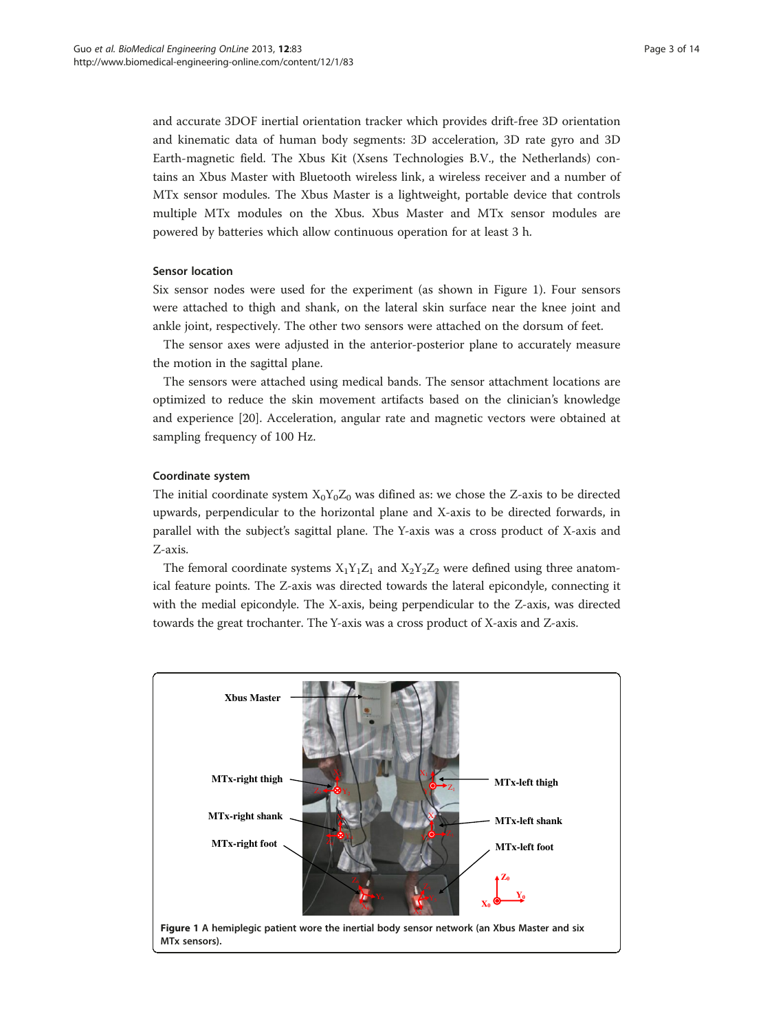and accurate 3DOF inertial orientation tracker which provides drift-free 3D orientation and kinematic data of human body segments: 3D acceleration, 3D rate gyro and 3D Earth-magnetic field. The Xbus Kit (Xsens Technologies B.V., the Netherlands) contains an Xbus Master with Bluetooth wireless link, a wireless receiver and a number of MTx sensor modules. The Xbus Master is a lightweight, portable device that controls multiple MTx modules on the Xbus. Xbus Master and MTx sensor modules are powered by batteries which allow continuous operation for at least 3 h.

### Sensor location

Six sensor nodes were used for the experiment (as shown in Figure 1). Four sensors were attached to thigh and shank, on the lateral skin surface near the knee joint and ankle joint, respectively. The other two sensors were attached on the dorsum of feet.

The sensor axes were adjusted in the anterior-posterior plane to accurately measure the motion in the sagittal plane.

The sensors were attached using medical bands. The sensor attachment locations are optimized to reduce the skin movement artifacts based on the clinician's knowledge and experience [20]. Acceleration, angular rate and magnetic vectors were obtained at sampling frequency of 100 Hz.

### Coordinate system

The initial coordinate system $X_0Y_0Z_0$ was difined as: we chose the Z-axis to be directed upwards, perpendicular to the horizontal plane and X-axis to be directed forwards, in parallel with the subject's sagittal plane. The Y-axis was a cross product of X-axis and Z-axis.

The femoral coordinate systems $X_1Y_1Z_1$ and $X_2Y_2Z_2$ were defined using three anatomical feature points. The Z-axis was directed towards the lateral epicondyle, connecting it with the medial epicondyle. The X-axis, being perpendicular to the Z-axis, was directed towards the great trochanter. The Y-axis was a cross product of X-axis and Z-axis.

**Figure 1** A hemiplegic patient wore the inertial body sensor network (an Xbus Master and six MTx sensors).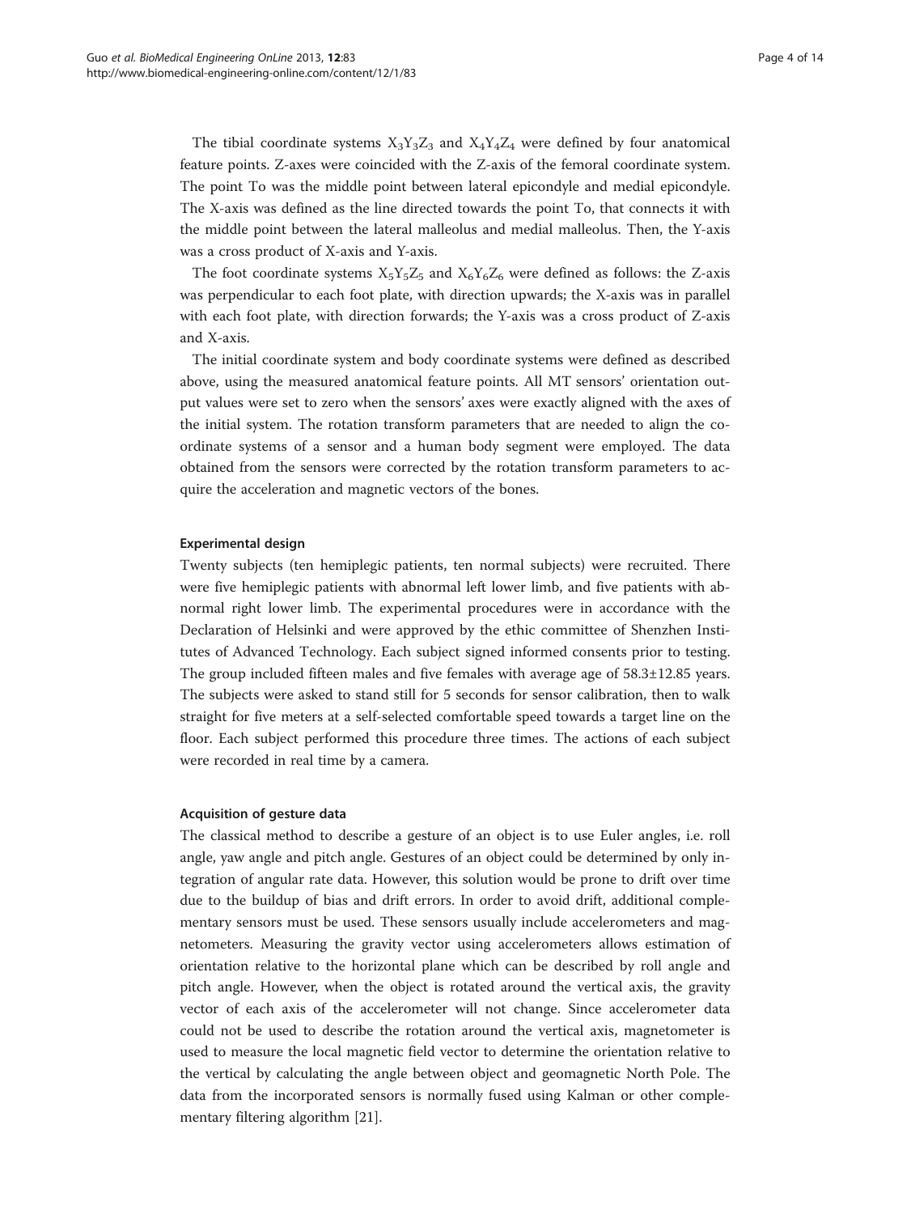The tibial coordinate systems $X_3Y_3Z_3$ and $X_4Y_4Z_4$ were defined by four anatomical feature points. Z-axes were coincided with the Z-axis of the femoral coordinate system. The point To was the middle point between lateral epicondyle and medial epicondyle. The X-axis was defined as the line directed towards the point To, that connects it with the middle point between the lateral malleolus and medial malleolus. Then, the Y-axis was a cross product of X-axis and Y-axis.

The foot coordinate systems $X_5Y_5Z_5$ and $X_6Y_6Z_6$ were defined as follows: the Z-axis was perpendicular to each foot plate, with direction upwards; the X-axis was in parallel with each foot plate, with direction forwards; the Y-axis was a cross product of Z-axis and X-axis.

The initial coordinate system and body coordinate systems were defined as described above, using the measured anatomical feature points. All MT sensors' orientation output values were set to zero when the sensors' axes were exactly aligned with the axes of the initial system. The rotation transform parameters that are needed to align the coordinate systems of a sensor and a human body segment were employed. The data obtained from the sensors were corrected by the rotation transform parameters to acquire the acceleration and magnetic vectors of the bones.

#### Experimental design

Twenty subjects (ten hemiplegic patients, ten normal subjects) were recruited. There were five hemiplegic patients with abnormal left lower limb, and five patients with abnormal right lower limb. The experimental procedures were in accordance with the Declaration of Helsinki and were approved by the ethic committee of Shenzhen Institutes of Advanced Technology. Each subject signed informed consents prior to testing. The group included fifteen males and five females with average age of 58.3±12.85 years. The subjects were asked to stand still for 5 seconds for sensor calibration, then to walk straight for five meters at a self-selected comfortable speed towards a target line on the floor. Each subject performed this procedure three times. The actions of each subject were recorded in real time by a camera.

#### Acquisition of gesture data

The classical method to describe a gesture of an object is to use Euler angles, i.e. roll angle, yaw angle and pitch angle. Gestures of an object could be determined by only integration of angular rate data. However, this solution would be prone to drift over time due to the buildup of bias and drift errors. In order to avoid drift, additional complementary sensors must be used. These sensors usually include accelerometers and magnetometers. Measuring the gravity vector using accelerometers allows estimation of orientation relative to the horizontal plane which can be described by roll angle and pitch angle. However, when the object is rotated around the vertical axis, the gravity vector of each axis of the accelerometer will not change. Since accelerometer data could not be used to describe the rotation around the vertical axis, magnetometer is used to measure the local magnetic field vector to determine the orientation relative to the vertical by calculating the angle between object and geomagnetic North Pole. The data from the incorporated sensors is normally fused using Kalman or other complementary filtering algorithm [21].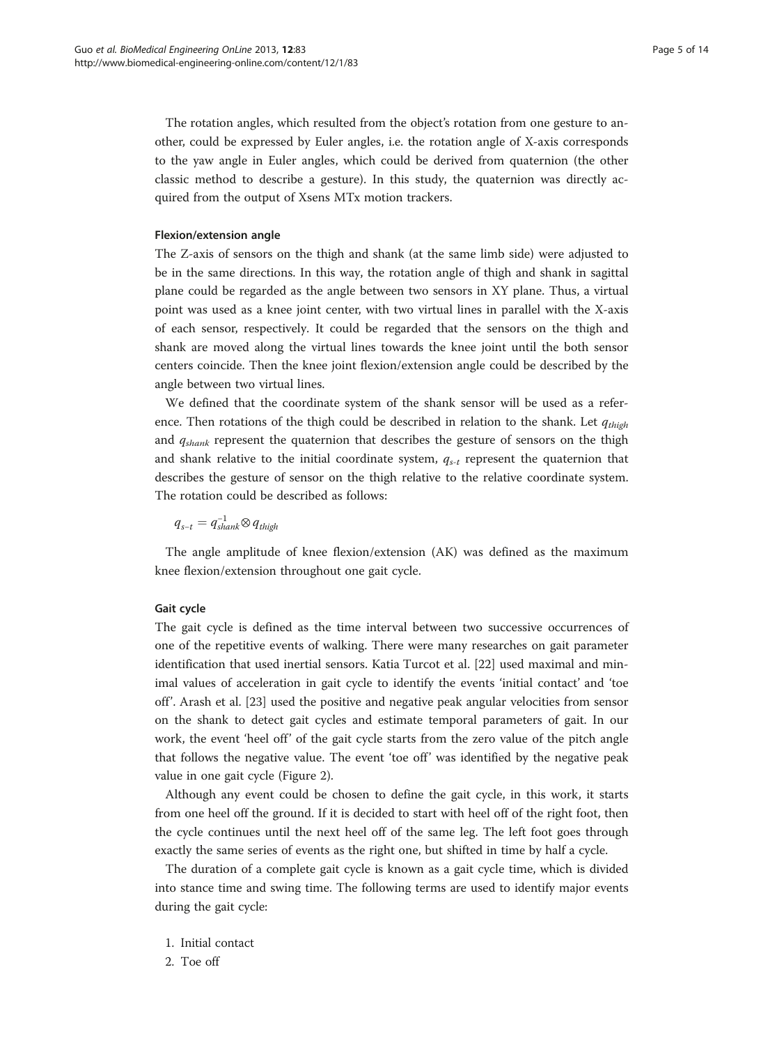The rotation angles, which resulted from the object's rotation from one gesture to another, could be expressed by Euler angles, i.e. the rotation angle of X-axis corresponds to the yaw angle in Euler angles, which could be derived from quaternion (the other classic method to describe a gesture). In this study, the quaternion was directly acquired from the output of Xsens MTx motion trackers.

#### Flexion/extension angle

The Z-axis of sensors on the thigh and shank (at the same limb side) were adjusted to be in the same directions. In this way, the rotation angle of thigh and shank in sagittal plane could be regarded as the angle between two sensors in XY plane. Thus, a virtual point was used as a knee joint center, with two virtual lines in parallel with the X-axis of each sensor, respectively. It could be regarded that the sensors on the thigh and shank are moved along the virtual lines towards the knee joint until the both sensor centers coincide. Then the knee joint flexion/extension angle could be described by the angle between two virtual lines.

We defined that the coordinate system of the shank sensor will be used as a reference. Then rotations of the thigh could be described in relation to the shank. Let $q_{thigh}$ and $q_{shank}$ represent the quaternion that describes the gesture of sensors on the thigh and shank relative to the initial coordinate system, $q_{s\text{-}t}$ represent the quaternion that describes the gesture of sensor on the thigh relative to the relative coordinate system. The rotation could be described as follows:

$$q_{s-t} = q_{shank}^{-1} \otimes q_{thigh}$$

The angle amplitude of knee flexion/extension (AK) was defined as the maximum knee flexion/extension throughout one gait cycle.

#### Gait cycle

The gait cycle is defined as the time interval between two successive occurrences of one of the repetitive events of walking. There were many researches on gait parameter identification that used inertial sensors. Katia Turcot et al. [22] used maximal and minimal values of acceleration in gait cycle to identify the events 'initial contact' and 'toe off'. Arash et al. [23] used the positive and negative peak angular velocities from sensor on the shank to detect gait cycles and estimate temporal parameters of gait. In our work, the event 'heel off' of the gait cycle starts from the zero value of the pitch angle that follows the negative value. The event 'toe off' was identified by the negative peak value in one gait cycle (Figure 2).

Although any event could be chosen to define the gait cycle, in this work, it starts from one heel off the ground. If it is decided to start with heel off of the right foot, then the cycle continues until the next heel off of the same leg. The left foot goes through exactly the same series of events as the right one, but shifted in time by half a cycle.

The duration of a complete gait cycle is known as a gait cycle time, which is divided into stance time and swing time. The following terms are used to identify major events during the gait cycle:

1. Initial contact
2. Toe off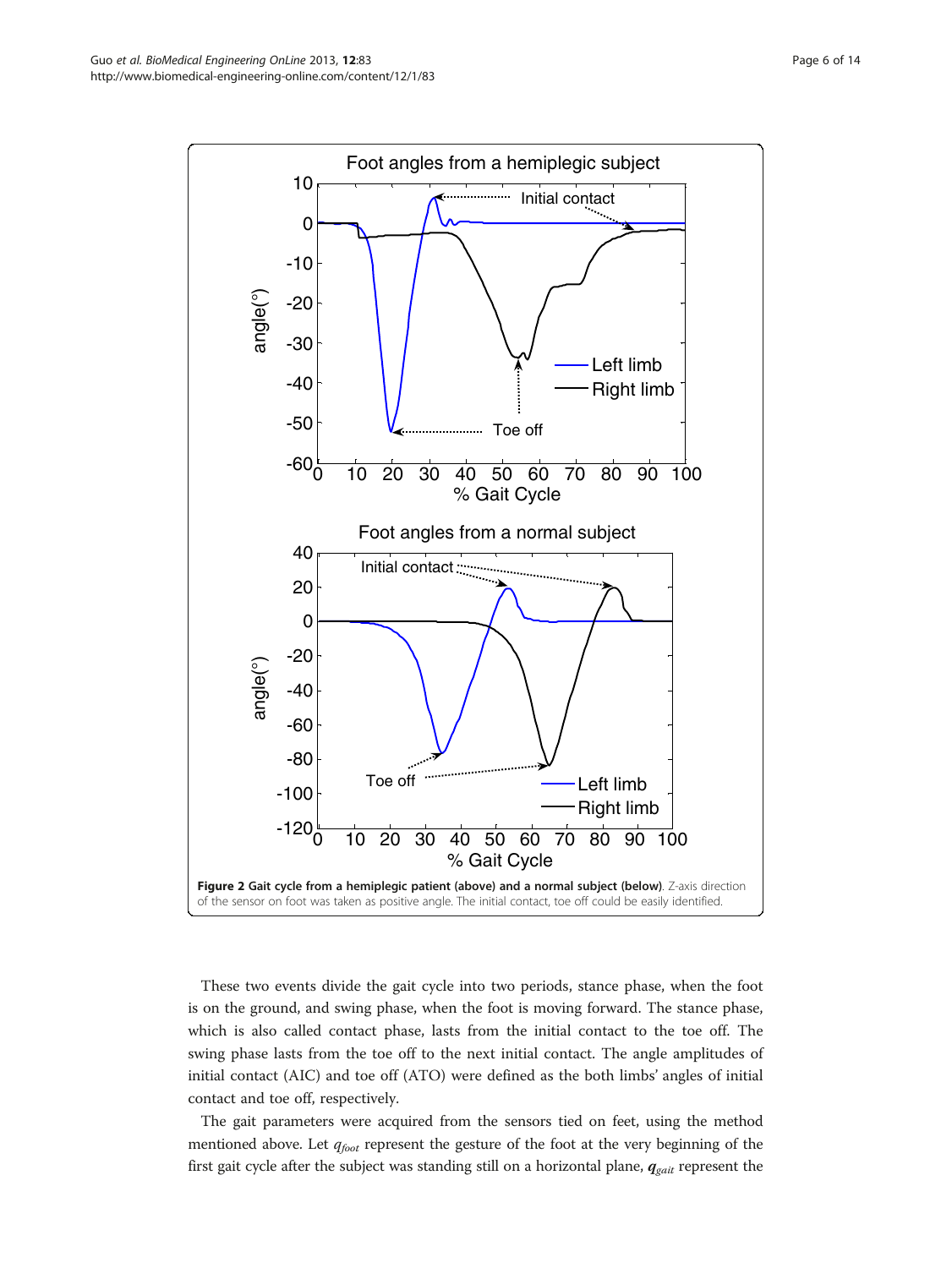**Figure 2 Gait cycle from a hemiplegic patient (above) and a normal subject (below)**. Z-axis direction of the sensor on foot was taken as positive angle. The initial contact, toe off could be easily identified.

These two events divide the gait cycle into two periods, stance phase, when the foot is on the ground, and swing phase, when the foot is moving forward. The stance phase, which is also called contact phase, lasts from the initial contact to the toe off. The swing phase lasts from the toe off to the next initial contact. The angle amplitudes of initial contact (AIC) and toe off (ATO) were defined as the both limbs' angles of initial contact and toe off, respectively.

The gait parameters were acquired from the sensors tied on feet, using the method mentioned above. Let $q_{foot}$ represent the gesture of the foot at the very beginning of the first gait cycle after the subject was standing still on a horizontal plane, $\boldsymbol{q}_{gait}$ represent the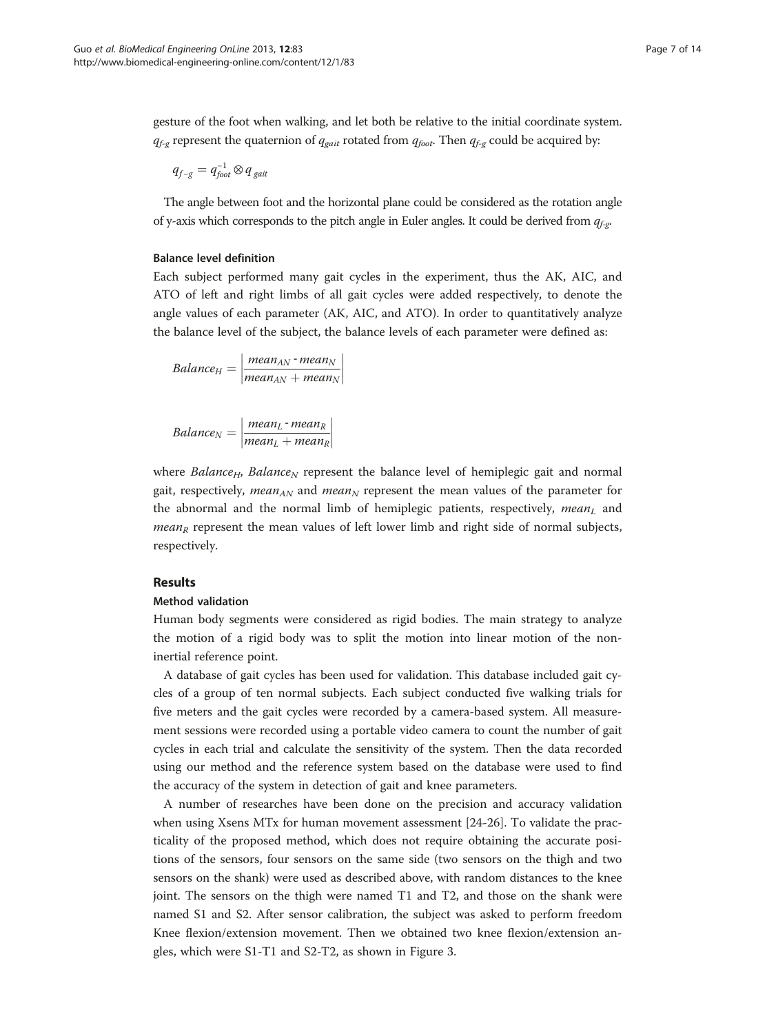gesture of the foot when walking, and let both be relative to the initial coordinate system. $q_{f\text{-}g}$ represent the quaternion of $q_{gait}$ rotated from $q_{foot}$. Then $q_{f\text{-}g}$ could be acquired by:

$$q_{f-g} = q_{foot}^{-1} \otimes q_{gait}$$

The angle between foot and the horizontal plane could be considered as the rotation angle of y-axis which corresponds to the pitch angle in Euler angles. It could be derived from $q_{f\text{-}g}$.

### Balance level definition

Each subject performed many gait cycles in the experiment, thus the AK, AIC, and ATO of left and right limbs of all gait cycles were added respectively, to denote the angle values of each parameter (AK, AIC, and ATO). In order to quantitatively analyze the balance level of the subject, the balance levels of each parameter were defined as:

$$Balance_H = \left| \frac{mean_{AN} - mean_N}{mean_{AN} + mean_N} \right|$$

$$Balance_N = \left| \frac{mean_L - mean_R}{mean_L + mean_R} \right|$$

where $Balance_H$, $Balance_N$ represent the balance level of hemiplegic gait and normal gait, respectively, $mean_{AN}$ and $mean_N$ represent the mean values of the parameter for the abnormal and the normal limb of hemiplegic patients, respectively, $mean_L$ and $mean_R$ represent the mean values of left lower limb and right side of normal subjects, respectively.

## Results

### Method validation

Human body segments were considered as rigid bodies. The main strategy to analyze the motion of a rigid body was to split the motion into linear motion of the non-inertial reference point.

A database of gait cycles has been used for validation. This database included gait cycles of a group of ten normal subjects. Each subject conducted five walking trials for five meters and the gait cycles were recorded by a camera-based system. All measurement sessions were recorded using a portable video camera to count the number of gait cycles in each trial and calculate the sensitivity of the system. Then the data recorded using our method and the reference system based on the database were used to find the accuracy of the system in detection of gait and knee parameters.

A number of researches have been done on the precision and accuracy validation when using Xsens MTx for human movement assessment [24-26]. To validate the practicality of the proposed method, which does not require obtaining the accurate positions of the sensors, four sensors on the same side (two sensors on the thigh and two sensors on the shank) were used as described above, with random distances to the knee joint. The sensors on the thigh were named T1 and T2, and those on the shank were named S1 and S2. After sensor calibration, the subject was asked to perform freedom Knee flexion/extension movement. Then we obtained two knee flexion/extension angles, which were S1-T1 and S2-T2, as shown in Figure 3.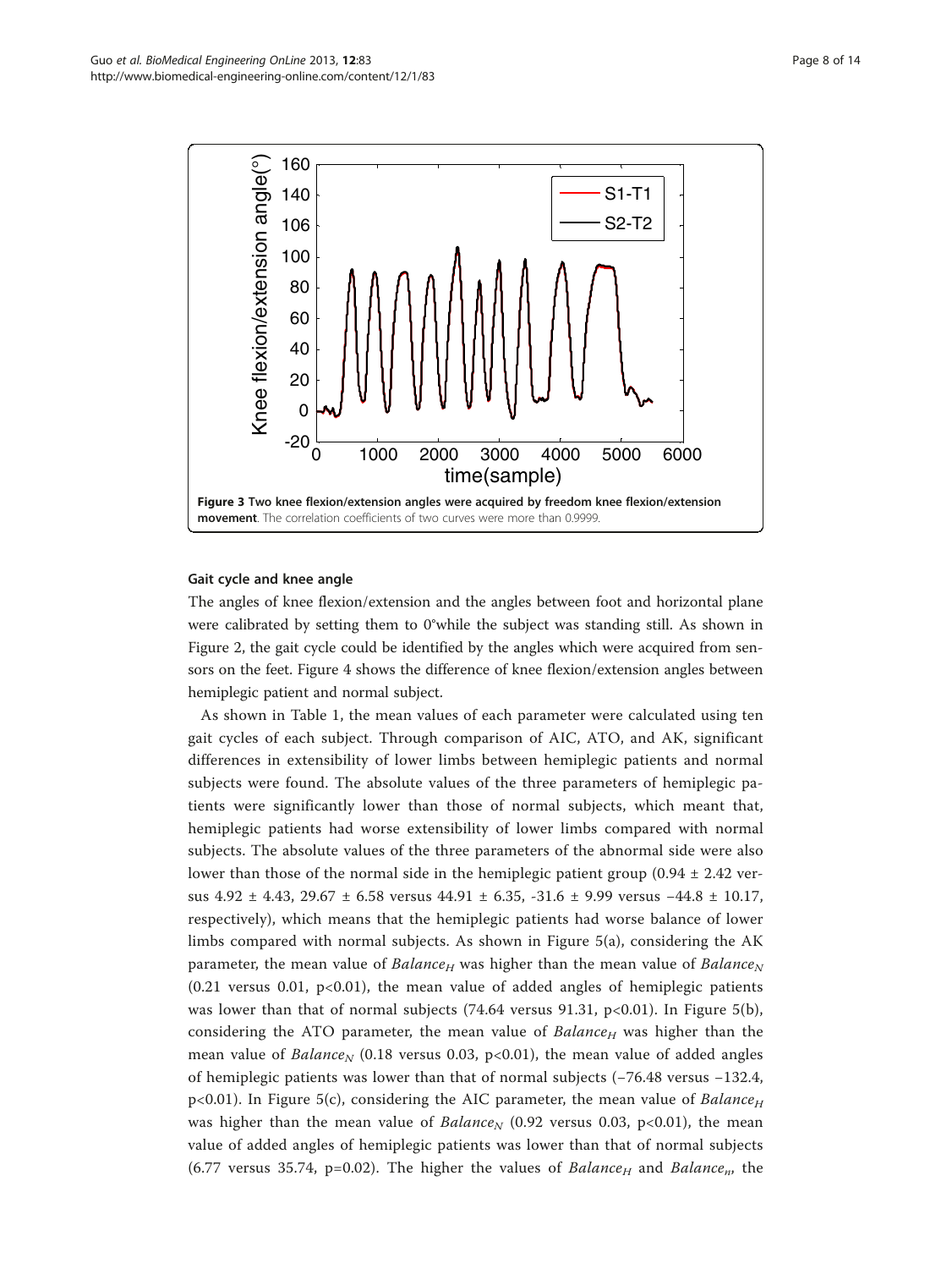Figure 3 Two knee flexion/extension angles were acquired by freedom knee flexion/extension movement. The correlation coefficients of two curves were more than 0.9999.

### Gait cycle and knee angle

The angles of knee flexion/extension and the angles between foot and horizontal plane were calibrated by setting them to 0°while the subject was standing still. As shown in Figure 2, the gait cycle could be identified by the angles which were acquired from sensors on the feet. Figure 4 shows the difference of knee flexion/extension angles between hemiplegic patient and normal subject.

As shown in Table 1, the mean values of each parameter were calculated using ten gait cycles of each subject. Through comparison of AIC, ATO, and AK, significant differences in extensibility of lower limbs between hemiplegic patients and normal subjects were found. The absolute values of the three parameters of hemiplegic patients were significantly lower than those of normal subjects, which meant that, hemiplegic patients had worse extensibility of lower limbs compared with normal subjects. The absolute values of the three parameters of the abnormal side were also lower than those of the normal side in the hemiplegic patient group (0.94 ± 2.42 versus 4.92 ± 4.43, 29.67 ± 6.58 versus 44.91 ± 6.35, -31.6 ± 9.99 versus −44.8 ± 10.17, respectively), which means that the hemiplegic patients had worse balance of lower limbs compared with normal subjects. As shown in Figure 5(a), considering the AK parameter, the mean value of $Balance_H$ was higher than the mean value of $Balance_N$ (0.21 versus 0.01, p<0.01), the mean value of added angles of hemiplegic patients was lower than that of normal subjects (74.64 versus 91.31, p<0.01). In Figure 5(b), considering the ATO parameter, the mean value of $Balance_H$ was higher than the mean value of $Balance_N$ (0.18 versus 0.03, p<0.01), the mean value of added angles of hemiplegic patients was lower than that of normal subjects (−76.48 versus −132.4, p<0.01). In Figure 5(c), considering the AIC parameter, the mean value of $Balance_H$ was higher than the mean value of $Balance_N$ (0.92 versus 0.03, p<0.01), the mean value of added angles of hemiplegic patients was lower than that of normal subjects (6.77 versus 35.74, p=0.02). The higher the values of $Balance_H$ and $Balance_n$, the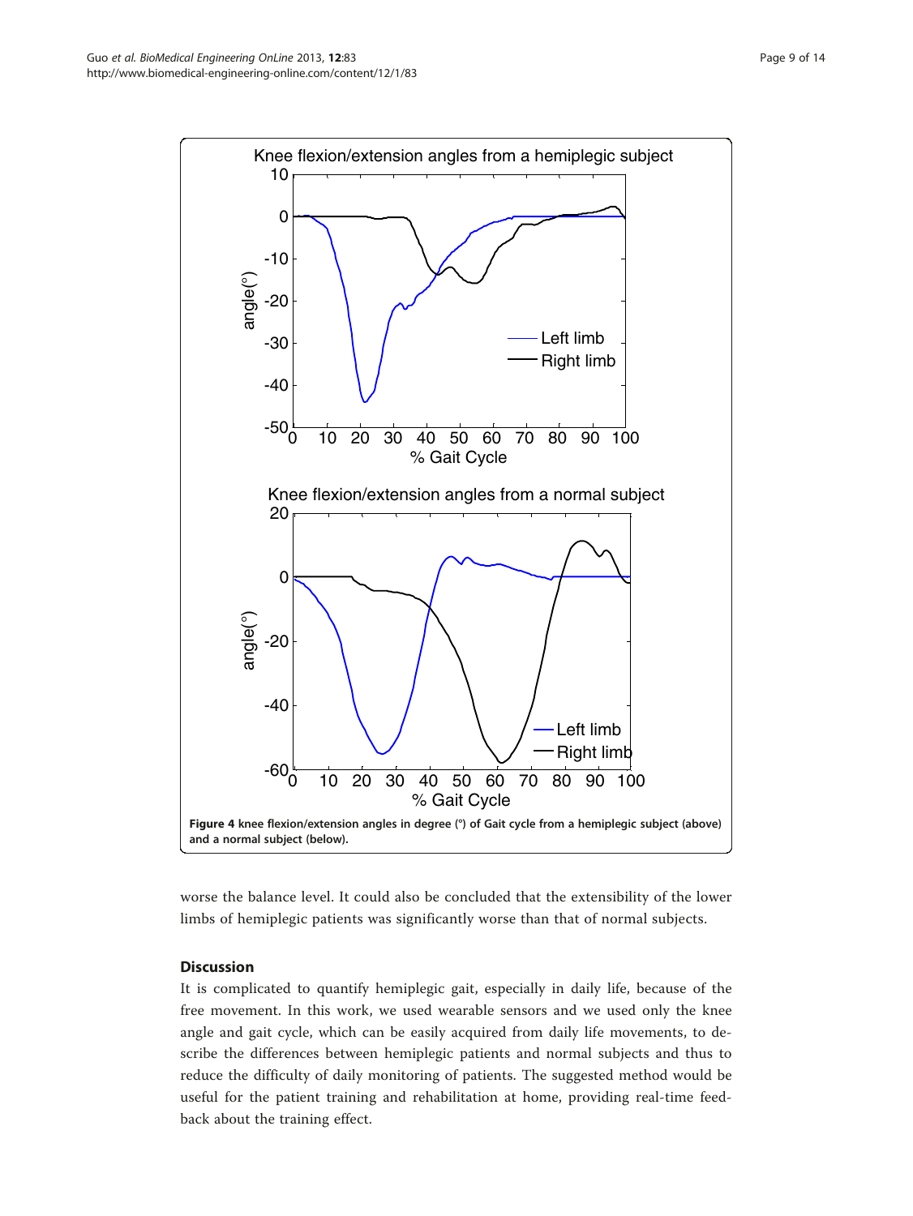**Figure 4** knee flexion/extension angles in degree (°) of Gait cycle from a hemiplegic subject (above) and a normal subject (below).

worse the balance level. It could also be concluded that the extensibility of the lower limbs of hemiplegic patients was significantly worse than that of normal subjects.

## Discussion

It is complicated to quantify hemiplegic gait, especially in daily life, because of the free movement. In this work, we used wearable sensors and we used only the knee angle and gait cycle, which can be easily acquired from daily life movements, to describe the differences between hemiplegic patients and normal subjects and thus to reduce the difficulty of daily monitoring of patients. The suggested method would be useful for the patient training and rehabilitation at home, providing real-time feedback about the training effect.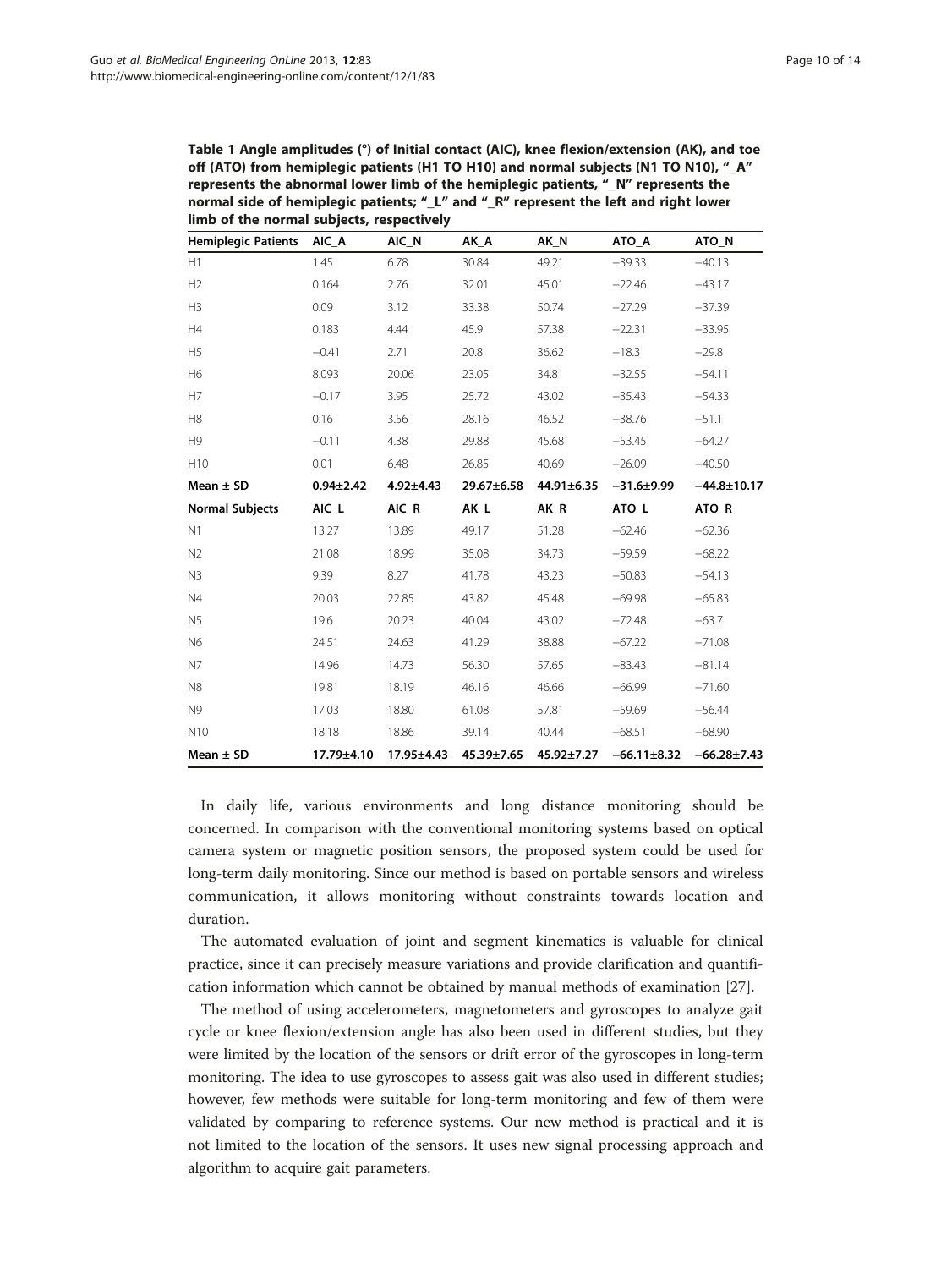**Table 1 Angle amplitudes (°) of Initial contact (AIC), knee flexion/extension (AK), and toe off (ATO) from hemiplegic patients (H1 TO H10) and normal subjects (N1 TO N10), "_A" represents the abnormal lower limb of the hemiplegic patients, "_N" represents the normal side of hemiplegic patients; "_L" and "_R" represent the left and right lower limb of the normal subjects, respectively**

| Hemiplegic Patients | AIC_A | AIC_N | AK_A | AK_N | ATO_A | ATO_N |
|---|---|---|---|---|---|---|
| H1 | 1.45 | 6.78 | 30.84 | 49.21 | −39.33 | −40.13 |
| H2 | 0.164 | 2.76 | 32.01 | 45.01 | −22.46 | −43.17 |
| H3 | 0.09 | 3.12 | 33.38 | 50.74 | −27.29 | −37.39 |
| H4 | 0.183 | 4.44 | 45.9 | 57.38 | −22.31 | −33.95 |
| H5 | −0.41 | 2.71 | 20.8 | 36.62 | −18.3 | −29.8 |
| H6 | 8.093 | 20.06 | 23.05 | 34.8 | −32.55 | −54.11 |
| H7 | −0.17 | 3.95 | 25.72 | 43.02 | −35.43 | −54.33 |
| H8 | 0.16 | 3.56 | 28.16 | 46.52 | −38.76 | −51.1 |
| H9 | −0.11 | 4.38 | 29.88 | 45.68 | −53.45 | −64.27 |
| H10 | 0.01 | 6.48 | 26.85 | 40.69 | −26.09 | −40.50 |
| **Mean ± SD** | **0.94±2.42** | **4.92±4.43** | **29.67±6.58** | **44.91±6.35** | **−31.6±9.99** | **−44.8±10.17** |
| **Normal Subjects** | **AIC_L** | **AIC_R** | **AK_L** | **AK_R** | **ATO_L** | **ATO_R** |
| N1 | 13.27 | 13.89 | 49.17 | 51.28 | −62.46 | −62.36 |
| N2 | 21.08 | 18.99 | 35.08 | 34.73 | −59.59 | −68.22 |
| N3 | 9.39 | 8.27 | 41.78 | 43.23 | −50.83 | −54.13 |
| N4 | 20.03 | 22.85 | 43.82 | 45.48 | −69.98 | −65.83 |
| N5 | 19.6 | 20.23 | 40.04 | 43.02 | −72.48 | −63.7 |
| N6 | 24.51 | 24.63 | 41.29 | 38.88 | −67.22 | −71.08 |
| N7 | 14.96 | 14.73 | 56.30 | 57.65 | −83.43 | −81.14 |
| N8 | 19.81 | 18.19 | 46.16 | 46.66 | −66.99 | −71.60 |
| N9 | 17.03 | 18.80 | 61.08 | 57.81 | −59.69 | −56.44 |
| N10 | 18.18 | 18.86 | 39.14 | 40.44 | −68.51 | −68.90 |
| **Mean ± SD** | **17.79±4.10** | **17.95±4.43** | **45.39±7.65** | **45.92±7.27** | **−66.11±8.32** | **−66.28±7.43** |

In daily life, various environments and long distance monitoring should be concerned. In comparison with the conventional monitoring systems based on optical camera system or magnetic position sensors, the proposed system could be used for long-term daily monitoring. Since our method is based on portable sensors and wireless communication, it allows monitoring without constraints towards location and duration.

The automated evaluation of joint and segment kinematics is valuable for clinical practice, since it can precisely measure variations and provide clarification and quantification information which cannot be obtained by manual methods of examination [27].

The method of using accelerometers, magnetometers and gyroscopes to analyze gait cycle or knee flexion/extension angle has also been used in different studies, but they were limited by the location of the sensors or drift error of the gyroscopes in long-term monitoring. The idea to use gyroscopes to assess gait was also used in different studies; however, few methods were suitable for long-term monitoring and few of them were validated by comparing to reference systems. Our new method is practical and it is not limited to the location of the sensors. It uses new signal processing approach and algorithm to acquire gait parameters.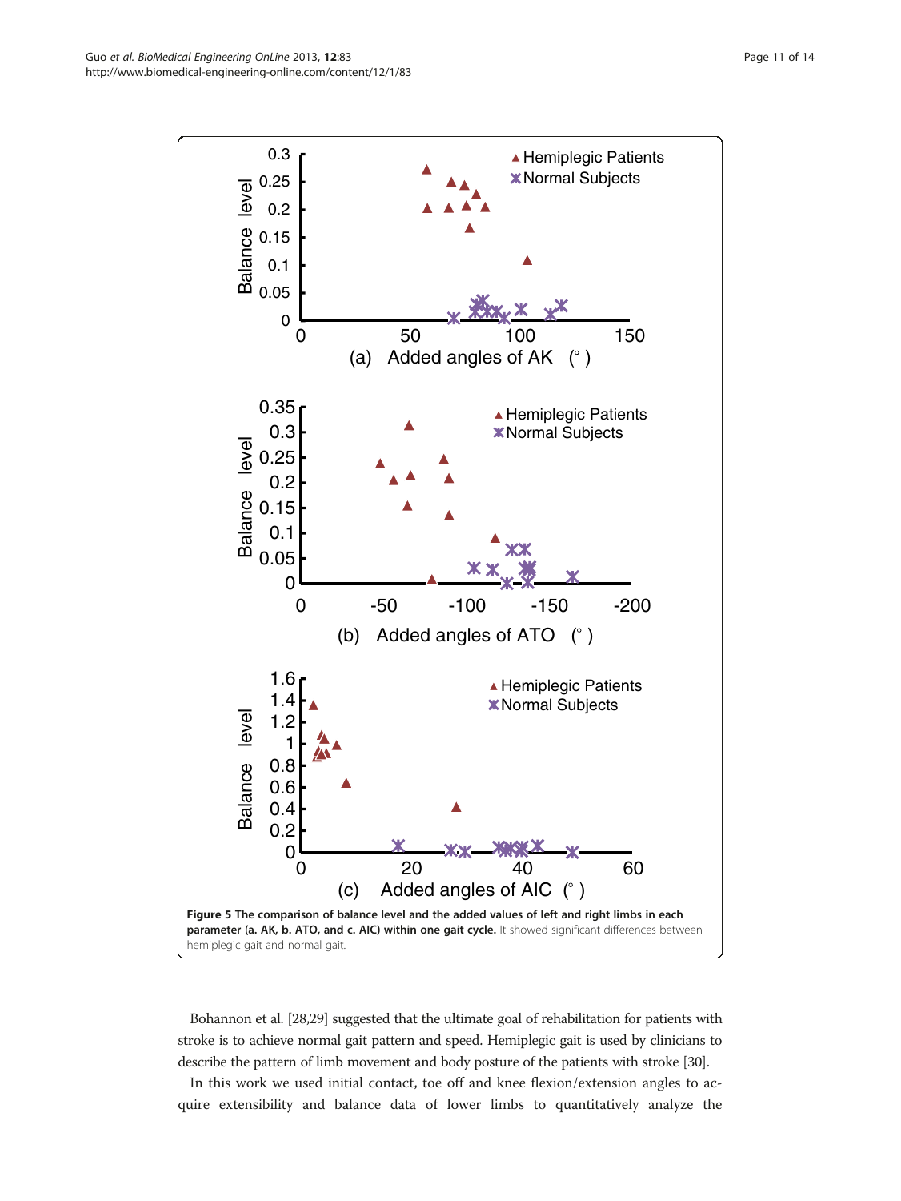**Figure 5 The comparison of balance level and the added values of left and right limbs in each parameter (a. AK, b. ATO, and c. AIC) within one gait cycle.** It showed significant differences between hemiplegic gait and normal gait.

Bohannon et al. [28,29] suggested that the ultimate goal of rehabilitation for patients with stroke is to achieve normal gait pattern and speed. Hemiplegic gait is used by clinicians to describe the pattern of limb movement and body posture of the patients with stroke [30].

In this work we used initial contact, toe off and knee flexion/extension angles to acquire extensibility and balance data of lower limbs to quantitatively analyze the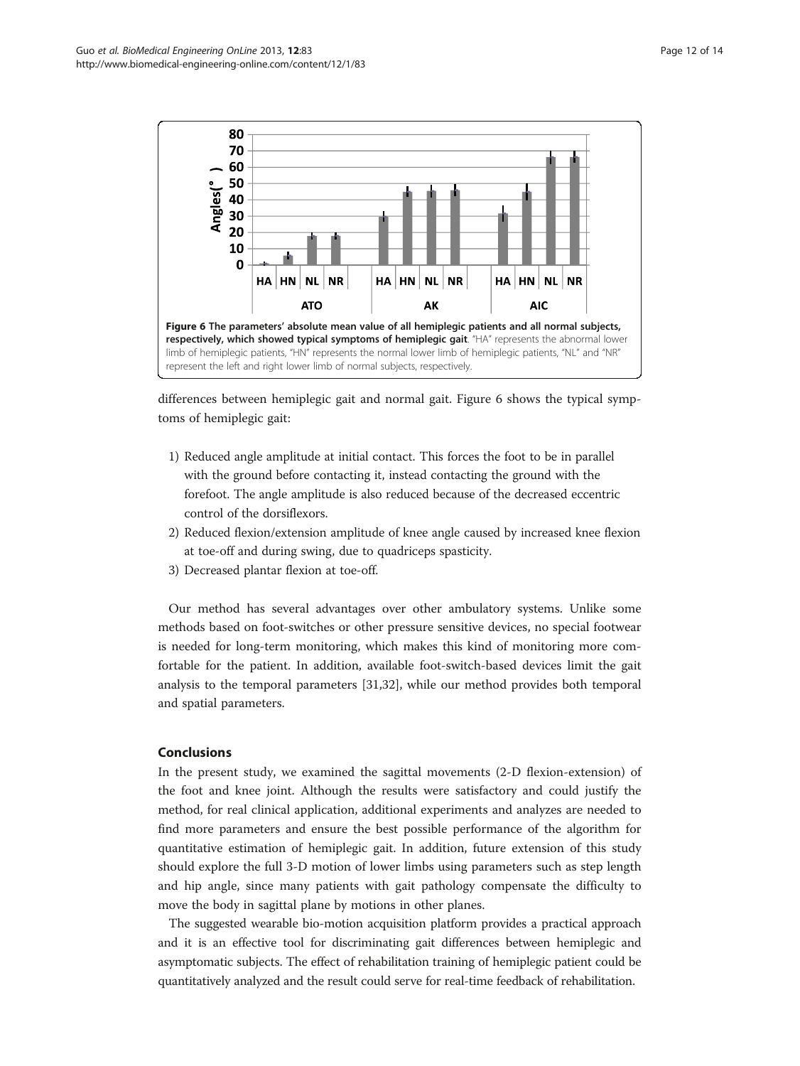**Figure 6 The parameters' absolute mean value of all hemiplegic patients and all normal subjects, respectively, which showed typical symptoms of hemiplegic gait**. "HA" represents the abnormal lower limb of hemiplegic patients, "HN" represents the normal lower limb of hemiplegic patients, "NL" and "NR" represent the left and right lower limb of normal subjects, respectively.

differences between hemiplegic gait and normal gait. Figure 6 shows the typical symptoms of hemiplegic gait:

1) Reduced angle amplitude at initial contact. This forces the foot to be in parallel with the ground before contacting it, instead contacting the ground with the forefoot. The angle amplitude is also reduced because of the decreased eccentric control of the dorsiflexors.
2) Reduced flexion/extension amplitude of knee angle caused by increased knee flexion at toe-off and during swing, due to quadriceps spasticity.
3) Decreased plantar flexion at toe-off.

Our method has several advantages over other ambulatory systems. Unlike some methods based on foot-switches or other pressure sensitive devices, no special footwear is needed for long-term monitoring, which makes this kind of monitoring more comfortable for the patient. In addition, available foot-switch-based devices limit the gait analysis to the temporal parameters [31,32], while our method provides both temporal and spatial parameters.

## Conclusions

In the present study, we examined the sagittal movements (2-D flexion-extension) of the foot and knee joint. Although the results were satisfactory and could justify the method, for real clinical application, additional experiments and analyzes are needed to find more parameters and ensure the best possible performance of the algorithm for quantitative estimation of hemiplegic gait. In addition, future extension of this study should explore the full 3-D motion of lower limbs using parameters such as step length and hip angle, since many patients with gait pathology compensate the difficulty to move the body in sagittal plane by motions in other planes.

The suggested wearable bio-motion acquisition platform provides a practical approach and it is an effective tool for discriminating gait differences between hemiplegic and asymptomatic subjects. The effect of rehabilitation training of hemiplegic patient could be quantitatively analyzed and the result could serve for real-time feedback of rehabilitation.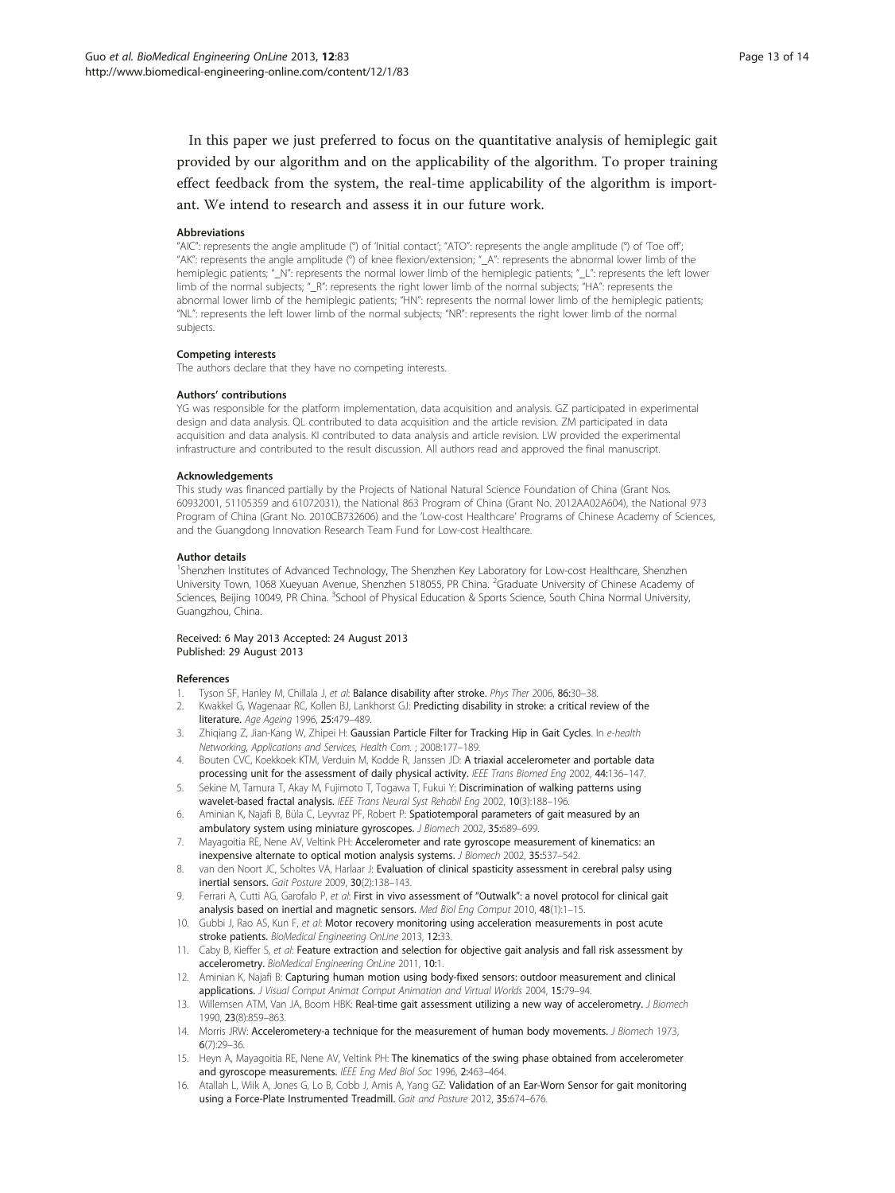In this paper we just preferred to focus on the quantitative analysis of hemiplegic gait provided by our algorithm and on the applicability of the algorithm. To proper training effect feedback from the system, the real-time applicability of the algorithm is important. We intend to research and assess it in our future work.

#### Abbreviations

"AIC": represents the angle amplitude (°) of 'Initial contact'; "ATO": represents the angle amplitude (°) of 'Toe off'; "AK": represents the angle amplitude (°) of knee flexion/extension; "_A": represents the abnormal lower limb of the hemiplegic patients; "_N": represents the normal lower limb of the hemiplegic patients; "_L": represents the left lower limb of the normal subjects; "_R": represents the right lower limb of the normal subjects; "HA": represents the abnormal lower limb of the hemiplegic patients; "HN": represents the normal lower limb of the hemiplegic patients; "NL": represents the left lower limb of the normal subjects; "NR": represents the right lower limb of the normal subjects.

#### Competing interests

The authors declare that they have no competing interests.

#### Authors' contributions

YG was responsible for the platform implementation, data acquisition and analysis. GZ participated in experimental design and data analysis. QL contributed to data acquisition and the article revision. ZM participated in data acquisition and data analysis. KI contributed to data analysis and article revision. LW provided the experimental infrastructure and contributed to the result discussion. All authors read and approved the final manuscript.

#### Acknowledgements

This study was financed partially by the Projects of National Natural Science Foundation of China (Grant Nos. 60932001, 51105359 and 61072031), the National 863 Program of China (Grant No. 2012AA02A604), the National 973 Program of China (Grant No. 2010CB732606) and the 'Low-cost Healthcare' Programs of Chinese Academy of Sciences, and the Guangdong Innovation Research Team Fund for Low-cost Healthcare.

#### Author details

[1]Shenzhen Institutes of Advanced Technology, The Shenzhen Key Laboratory for Low-cost Healthcare, Shenzhen University Town, 1068 Xueyuan Avenue, Shenzhen 518055, PR China. [2]Graduate University of Chinese Academy of Sciences, Beijing 10049, PR China. [3]School of Physical Education & Sports Science, South China Normal University, Guangzhou, China.

Received: 6 May 2013 Accepted: 24 August 2013
Published: 29 August 2013

#### References

1. Tyson SF, Hanley M, Chillala J, *et al*: **Balance disability after stroke.** *Phys Ther* 2006, **86:**30–38.
2. Kwakkel G, Wagenaar RC, Kollen BJ, Lankhorst GJ: **Predicting disability in stroke: a critical review of the literature.** *Age Ageing* 1996, **25:**479–489.
3. Zhiqiang Z, Jian-Kang W, Zhipei H: **Gaussian Particle Filter for Tracking Hip in Gait Cycles.** In *e-health Networking, Applications and Services, Health Com.* ; 2008:177–189.
4. Bouten CVC, Koekkoek KTM, Verduin M, Kodde R, Janssen JD: **A triaxial accelerometer and portable data processing unit for the assessment of daily physical activity.** *IEEE Trans Biomed Eng* 2002, **44:**136–147.
5. Sekine M, Tamura T, Akay M, Fujimoto T, Togawa T, Fukui Y: **Discrimination of walking patterns using wavelet-based fractal analysis.** *IEEE Trans Neural Syst Rehabil Eng* 2002, **10**(3):188–196.
6. Aminian K, Najafi B, Büla C, Leyvraz PF, Robert P: **Spatiotemporal parameters of gait measured by an ambulatory system using miniature gyroscopes.** *J Biomech* 2002, **35:**689–699.
7. Mayagoitia RE, Nene AV, Veltink PH: **Accelerometer and rate gyroscope measurement of kinematics: an inexpensive alternate to optical motion analysis systems.** *J Biomech* 2002, **35:**537–542.
8. van den Noort JC, Scholtes VA, Harlaar J: **Evaluation of clinical spasticity assessment in cerebral palsy using inertial sensors.** *Gait Posture* 2009, **30**(2):138–143.
9. Ferrari A, Cutti AG, Garofalo P, *et al*: **First in vivo assessment of "Outwalk": a novel protocol for clinical gait analysis based on inertial and magnetic sensors.** *Med Biol Eng Comput* 2010, **48**(1):1–15.
10. Gubbi J, Rao AS, Kun F, *et al*: **Motor recovery monitoring using acceleration measurements in post acute stroke patients.** *BioMedical Engineering OnLine* 2013, **12:**33.
11. Caby B, Kieffer S, *et al*: **Feature extraction and selection for objective gait analysis and fall risk assessment by accelerometry.** *BioMedical Engineering OnLine* 2011, **10:**1.
12. Aminian K, Najafi B: **Capturing human motion using body-fixed sensors: outdoor measurement and clinical applications.** *J Visual Comput Animat Comput Animation and Virtual Worlds* 2004, **15:**79–94.
13. Willemsen ATM, Van JA, Boom HBK: **Real-time gait assessment utilizing a new way of accelerometry.** *J Biomech* 1990, **23**(8):859–863.
14. Morris JRW: **Accelerometery-a technique for the measurement of human body movements.** *J Biomech* 1973, **6**(7):29–36.
15. Heyn A, Mayagoitia RE, Nene AV, Veltink PH: **The kinematics of the swing phase obtained from accelerometer and gyroscope measurements.** *IEEE Eng Med Biol Soc* 1996, **2:**463–464.
16. Atallah L, Wiik A, Jones G, Lo B, Cobb J, Amis A, Yang GZ: **Validation of an Ear-Worn Sensor for gait monitoring using a Force-Plate Instrumented Treadmill.** *Gait and Posture* 2012, **35:**674–676.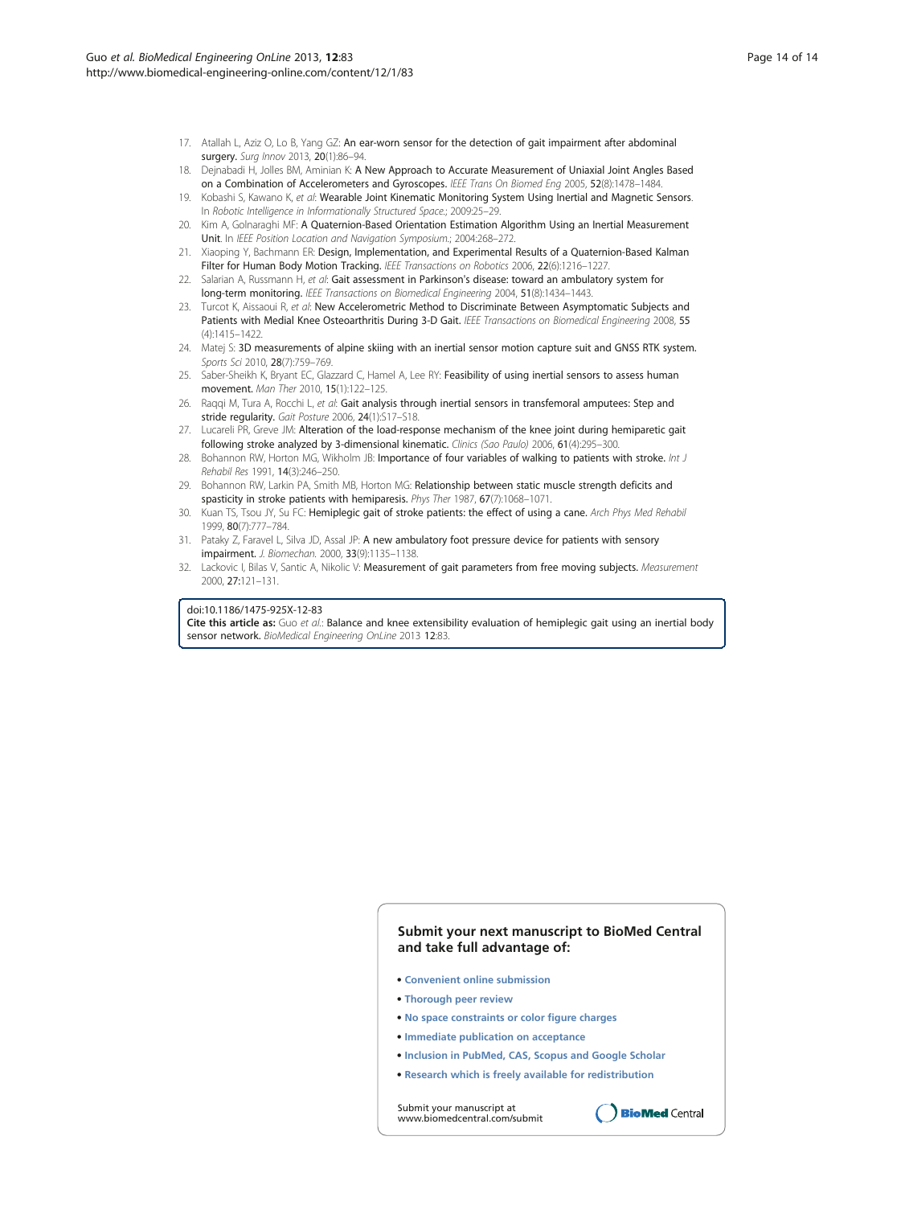17. Atallah L, Aziz O, Lo B, Yang GZ: **An ear-worn sensor for the detection of gait impairment after abdominal surgery.** *Surg Innov* 2013, **20**(1):86–94.
18. Dejnabadi H, Jolles BM, Aminian K: **A New Approach to Accurate Measurement of Uniaxial Joint Angles Based on a Combination of Accelerometers and Gyroscopes.** *IEEE Trans On Biomed Eng* 2005, **52**(8):1478–1484.
19. Kobashi S, Kawano K, *et al*: **Wearable Joint Kinematic Monitoring System Using Inertial and Magnetic Sensors.** In *Robotic Intelligence in Informationally Structured Space.*; 2009:25–29.
20. Kim A, Golnaraghi MF: **A Quaternion-Based Orientation Estimation Algorithm Using an Inertial Measurement Unit.** In *IEEE Position Location and Navigation Symposium.*; 2004:268–272.
21. Xiaoping Y, Bachmann ER: **Design, Implementation, and Experimental Results of a Quaternion-Based Kalman Filter for Human Body Motion Tracking.** *IEEE Transactions on Robotics* 2006, **22**(6):1216–1227.
22. Salarian A, Russmann H, *et al*: **Gait assessment in Parkinson's disease: toward an ambulatory system for long-term monitoring.** *IEEE Transactions on Biomedical Engineering* 2004, **51**(8):1434–1443.
23. Turcot K, Aissaoui R, *et al*: **New Accelerometric Method to Discriminate Between Asymptomatic Subjects and Patients with Medial Knee Osteoarthritis During 3-D Gait.** *IEEE Transactions on Biomedical Engineering* 2008, **55** (4):1415–1422.
24. Matej S: **3D measurements of alpine skiing with an inertial sensor motion capture suit and GNSS RTK system.** *Sports Sci* 2010, **28**(7):759–769.
25. Saber-Sheikh K, Bryant EC, Glazzard C, Hamel A, Lee RY: **Feasibility of using inertial sensors to assess human movement.** *Man Ther* 2010, **15**(1):122–125.
26. Raqqi M, Tura A, Rocchi L, *et al*: **Gait analysis through inertial sensors in transfemoral amputees: Step and stride regularity.** *Gait Posture* 2006, **24**(1):S17–S18.
27. Lucareli PR, Greve JM: **Alteration of the load-response mechanism of the knee joint during hemiparetic gait following stroke analyzed by 3-dimensional kinematic.** *Clinics (Sao Paulo)* 2006, **61**(4):295–300.
28. Bohannon RW, Horton MG, Wikholm JB: **Importance of four variables of walking to patients with stroke.** *Int J Rehabil Res* 1991, **14**(3):246–250.
29. Bohannon RW, Larkin PA, Smith MB, Horton MG: **Relationship between static muscle strength deficits and spasticity in stroke patients with hemiparesis.** *Phys Ther* 1987, **67**(7):1068–1071.
30. Kuan TS, Tsou JY, Su FC: **Hemiplegic gait of stroke patients: the effect of using a cane.** *Arch Phys Med Rehabil* 1999, **80**(7):777–784.
31. Pataky Z, Faravel L, Silva JD, Assal JP: **A new ambulatory foot pressure device for patients with sensory impairment.** *J. Biomechan.* 2000, **33**(9):1135–1138.
32. Lackovic I, Bilas V, Santic A, Nikolic V: **Measurement of gait parameters from free moving subjects.** *Measurement* 2000, **27**:121–131.

doi:10.1186/1475-925X-12-83
**Cite this article as:** Guo *et al.*: Balance and knee extensibility evaluation of hemiplegic gait using an inertial body sensor network. *BioMedical Engineering OnLine* 2013 **12**:83.

**Submit your next manuscript to BioMed Central and take full advantage of:**

- **Convenient online submission**
- **Thorough peer review**
- **No space constraints or color figure charges**
- **Immediate publication on acceptance**
- **Inclusion in PubMed, CAS, Scopus and Google Scholar**
- **Research which is freely available for redistribution**

Submit your manuscript at
www.biomedcentral.com/submit

BioMed Central